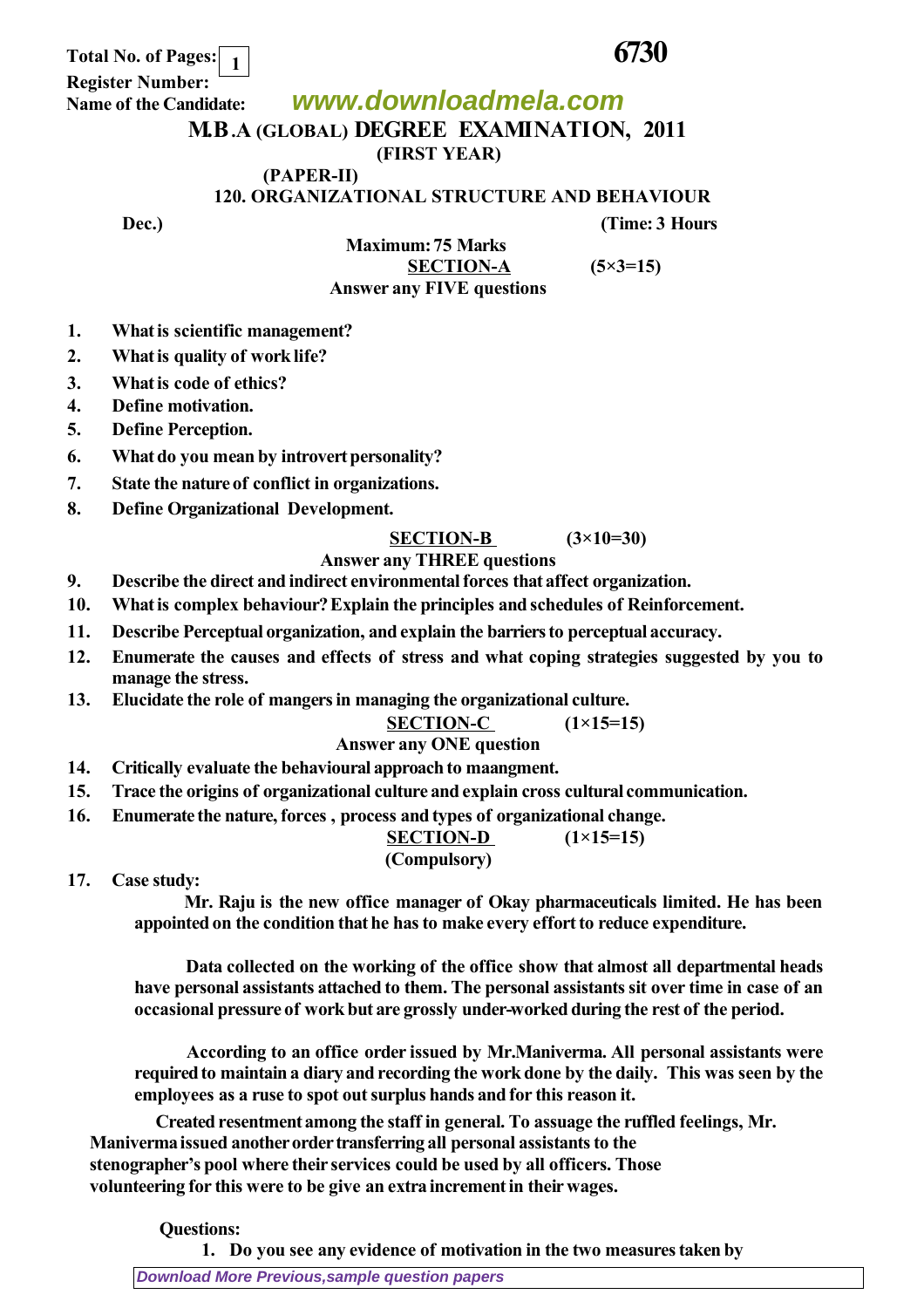Total No. of Pages: 1

**6730**

Register Number:

Name of the Candidate:

www.downloadmela.com

# M.B.A (GLOBAL) DEGREE EXAMINATION, 2011

**(FIRST YEAR)**

**(PAPER-II)**

**120. ORGANIZATIONAL STRUCTURE AND BEHAVIOUR**

Dec.) (Time: 3 Hours

Maximum: 75 Marks

## SECTION-A (5×3=15)

Answer any FIVE questions

1. What is scientific management?
2. What is quality of work life?
3. What is code of ethics?
4. Define motivation.
5. Define Perception.
6. What do you mean by introvert personality?
7. State the nature of conflict in organizations.
8. Define Organizational Development.

## SECTION-B (3×10=30)

Answer any THREE questions

9. Describe the direct and indirect environmental forces that affect organization.
10. What is complex behaviour? Explain the principles and schedules of Reinforcement.
11. Describe Perceptual organization, and explain the barriers to perceptual accuracy.
12. Enumerate the causes and effects of stress and what coping strategies suggested by you to manage the stress.
13. Elucidate the role of mangers in managing the organizational culture.

## SECTION-C (1×15=15)

Answer any ONE question

14. Critically evaluate the behavioural approach to maangment.
15. Trace the origins of organizational culture and explain cross cultural communication.
16. Enumerate the nature, forces , process and types of organizational change.

## SECTION-D (1×15=15)

**(Compulsory)**

17. Case study:

Mr. Raju is the new office manager of Okay pharmaceuticals limited. He has been appointed on the condition that he has to make every effort to reduce expenditure.

Data collected on the working of the office show that almost all departmental heads have personal assistants attached to them. The personal assistants sit over time in case of an occasional pressure of work but are grossly under-worked during the rest of the period.

According to an office order issued by Mr.Maniverma. All personal assistants were required to maintain a diary and recording the work done by the daily. This was seen by the employees as a ruse to spot out surplus hands and for this reason it.

Created resentment among the staff in general. To assuage the ruffled feelings, Mr. Maniverma issued another order transferring all personal assistants to the stenographer's pool where their services could be used by all officers. Those volunteering for this were to be give an extra increment in their wages.

**Questions:**

1. Do you see any evidence of motivation in the two measures taken by

Download More Previous,sample question papers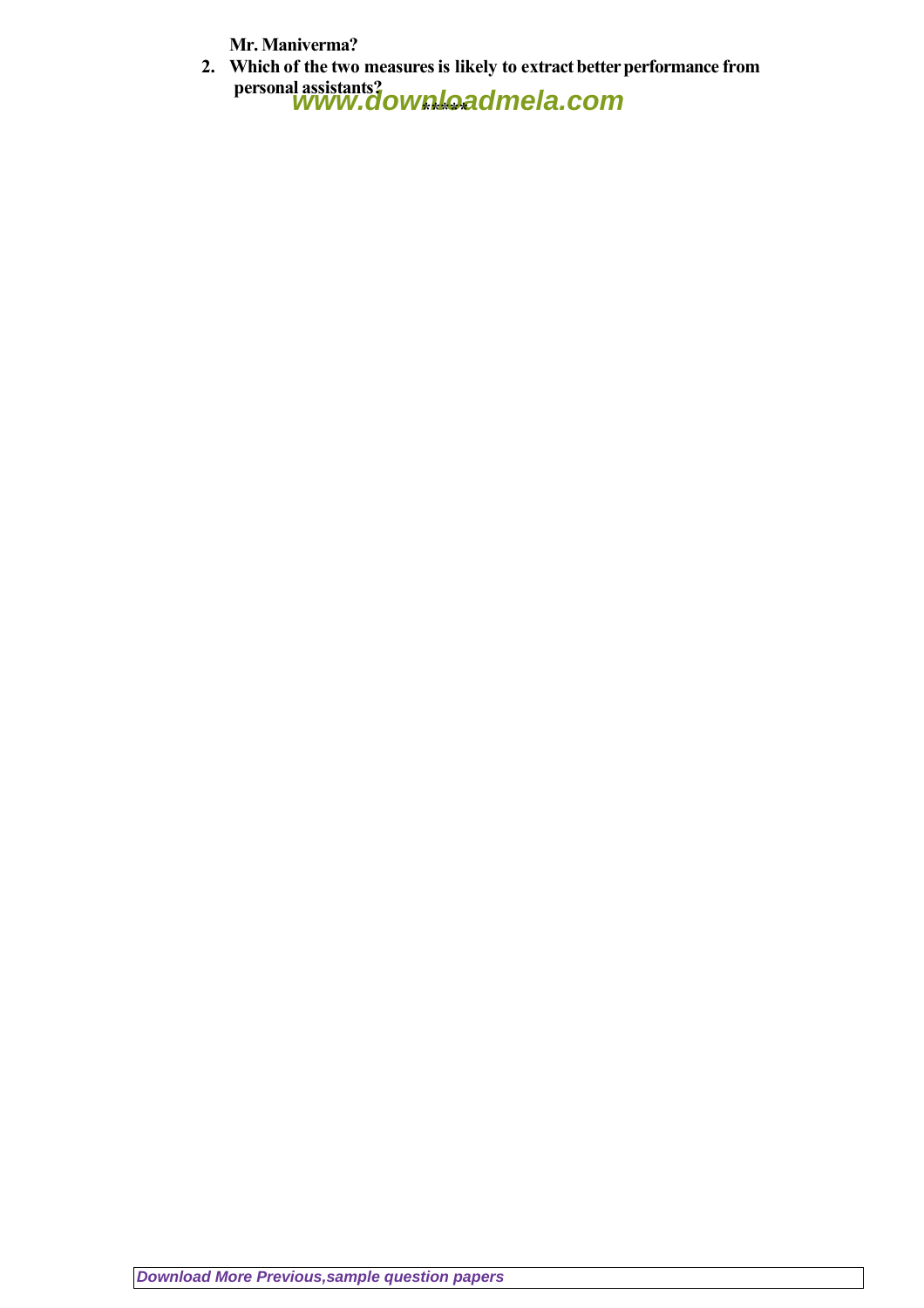**Mr. Maniverma?**

2. **Which of the two measures is likely to extract better performance from personal assistants?**

*****